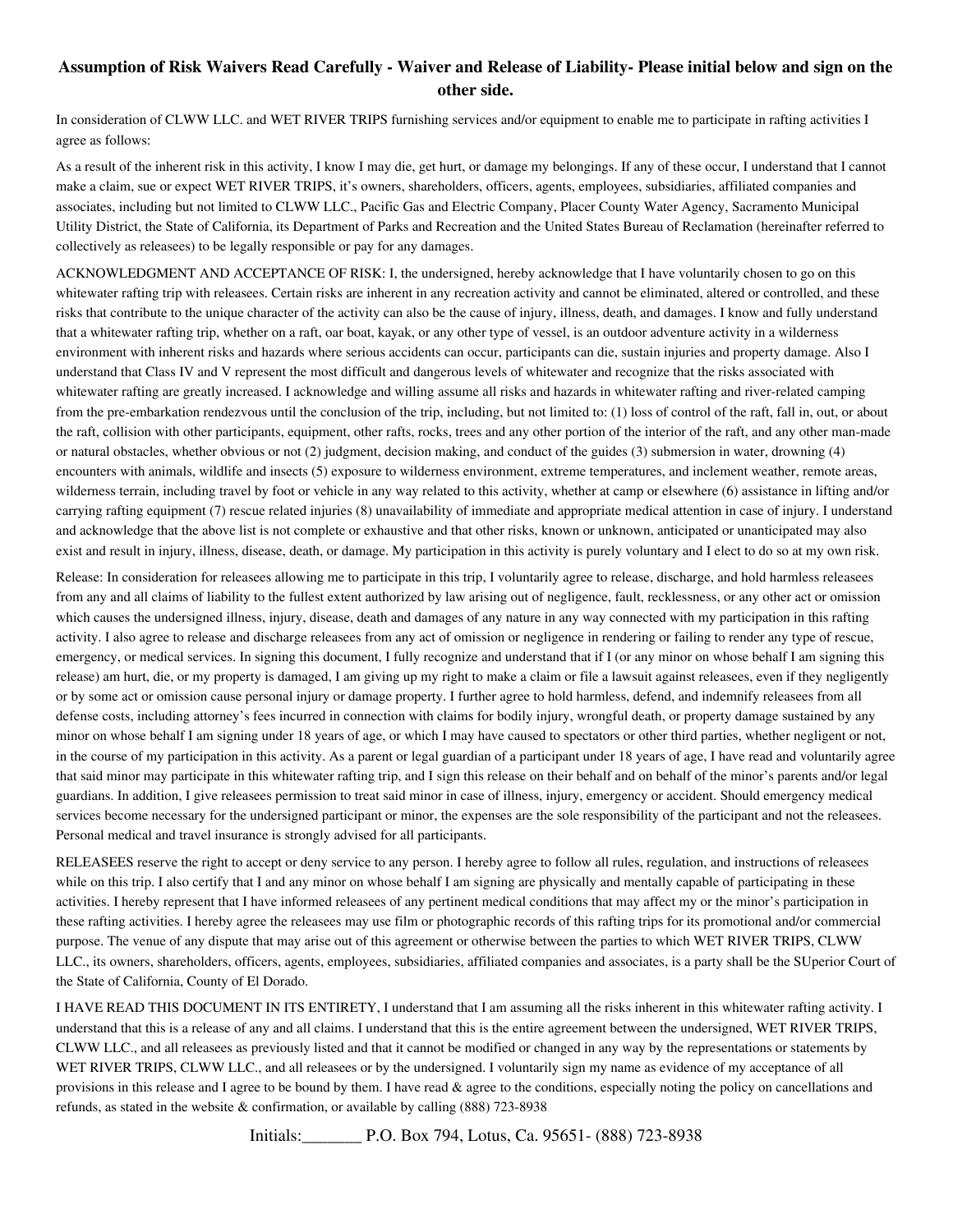**Assumption of Risk Waivers Read Carefully - Waiver and Release of Liability- Please initial below and sign on the other side.**

In consideration of CLWW LLC. and WET RIVER TRIPS furnishing services and/or equipment to enable me to participate in rafting activities I agree as follows:

As a result of the inherent risk in this activity, I know I may die, get hurt, or damage my belongings. If any of these occur, I understand that I cannot make a claim, sue or expect WET RIVER TRIPS, it's owners, shareholders, officers, agents, employees, subsidiaries, affiliated companies and associates, including but not limited to CLWW LLC., Pacific Gas and Electric Company, Placer County Water Agency, Sacramento Municipal Utility District, the State of California, its Department of Parks and Recreation and the United States Bureau of Reclamation (hereinafter referred to collectively as releasees) to be legally responsible or pay for any damages.

ACKNOWLEDGMENT AND ACCEPTANCE OF RISK: I, the undersigned, hereby acknowledge that I have voluntarily chosen to go on this whitewater rafting trip with releasees. Certain risks are inherent in any recreation activity and cannot be eliminated, altered or controlled, and these risks that contribute to the unique character of the activity can also be the cause of injury, illness, death, and damages. I know and fully understand that a whitewater rafting trip, whether on a raft, oar boat, kayak, or any other type of vessel, is an outdoor adventure activity in a wilderness environment with inherent risks and hazards where serious accidents can occur, participants can die, sustain injuries and property damage. Also I understand that Class IV and V represent the most difficult and dangerous levels of whitewater and recognize that the risks associated with whitewater rafting are greatly increased. I acknowledge and willing assume all risks and hazards in whitewater rafting and river-related camping from the pre-embarkation rendezvous until the conclusion of the trip, including, but not limited to: (1) loss of control of the raft, fall in, out, or about the raft, collision with other participants, equipment, other rafts, rocks, trees and any other portion of the interior of the raft, and any other man-made or natural obstacles, whether obvious or not (2) judgment, decision making, and conduct of the guides (3) submersion in water, drowning (4) encounters with animals, wildlife and insects (5) exposure to wilderness environment, extreme temperatures, and inclement weather, remote areas, wilderness terrain, including travel by foot or vehicle in any way related to this activity, whether at camp or elsewhere (6) assistance in lifting and/or carrying rafting equipment (7) rescue related injuries (8) unavailability of immediate and appropriate medical attention in case of injury. I understand and acknowledge that the above list is not complete or exhaustive and that other risks, known or unknown, anticipated or unanticipated may also exist and result in injury, illness, disease, death, or damage. My participation in this activity is purely voluntary and I elect to do so at my own risk.

Release: In consideration for releasees allowing me to participate in this trip, I voluntarily agree to release, discharge, and hold harmless releasees from any and all claims of liability to the fullest extent authorized by law arising out of negligence, fault, recklessness, or any other act or omission which causes the undersigned illness, injury, disease, death and damages of any nature in any way connected with my participation in this rafting activity. I also agree to release and discharge releasees from any act of omission or negligence in rendering or failing to render any type of rescue, emergency, or medical services. In signing this document, I fully recognize and understand that if I (or any minor on whose behalf I am signing this release) am hurt, die, or my property is damaged, I am giving up my right to make a claim or file a lawsuit against releasees, even if they negligently or by some act or omission cause personal injury or damage property. I further agree to hold harmless, defend, and indemnify releasees from all defense costs, including attorney's fees incurred in connection with claims for bodily injury, wrongful death, or property damage sustained by any minor on whose behalf I am signing under 18 years of age, or which I may have caused to spectators or other third parties, whether negligent or not, in the course of my participation in this activity. As a parent or legal guardian of a participant under 18 years of age, I have read and voluntarily agree that said minor may participate in this whitewater rafting trip, and I sign this release on their behalf and on behalf of the minor's parents and/or legal guardians. In addition, I give releasees permission to treat said minor in case of illness, injury, emergency or accident. Should emergency medical services become necessary for the undersigned participant or minor, the expenses are the sole responsibility of the participant and not the releasees. Personal medical and travel insurance is strongly advised for all participants.

RELEASEES reserve the right to accept or deny service to any person. I hereby agree to follow all rules, regulation, and instructions of releasees while on this trip. I also certify that I and any minor on whose behalf I am signing are physically and mentally capable of participating in these activities. I hereby represent that I have informed releasees of any pertinent medical conditions that may affect my or the minor's participation in these rafting activities. I hereby agree the releasees may use film or photographic records of this rafting trips for its promotional and/or commercial purpose. The venue of any dispute that may arise out of this agreement or otherwise between the parties to which WET RIVER TRIPS, CLWW LLC., its owners, shareholders, officers, agents, employees, subsidiaries, affiliated companies and associates, is a party shall be the SUperior Court of the State of California, County of El Dorado.

I HAVE READ THIS DOCUMENT IN ITS ENTIRETY, I understand that I am assuming all the risks inherent in this whitewater rafting activity. I understand that this is a release of any and all claims. I understand that this is the entire agreement between the undersigned, WET RIVER TRIPS, CLWW LLC., and all releasees as previously listed and that it cannot be modified or changed in any way by the representations or statements by WET RIVER TRIPS, CLWW LLC., and all releasees or by the undersigned. I voluntarily sign my name as evidence of my acceptance of all provisions in this release and I agree to be bound by them. I have read & agree to the conditions, especially noting the policy on cancellations and refunds, as stated in the website & confirmation, or available by calling (888) 723-8938

Initials:_______ P.O. Box 794, Lotus, Ca. 95651- (888) 723-8938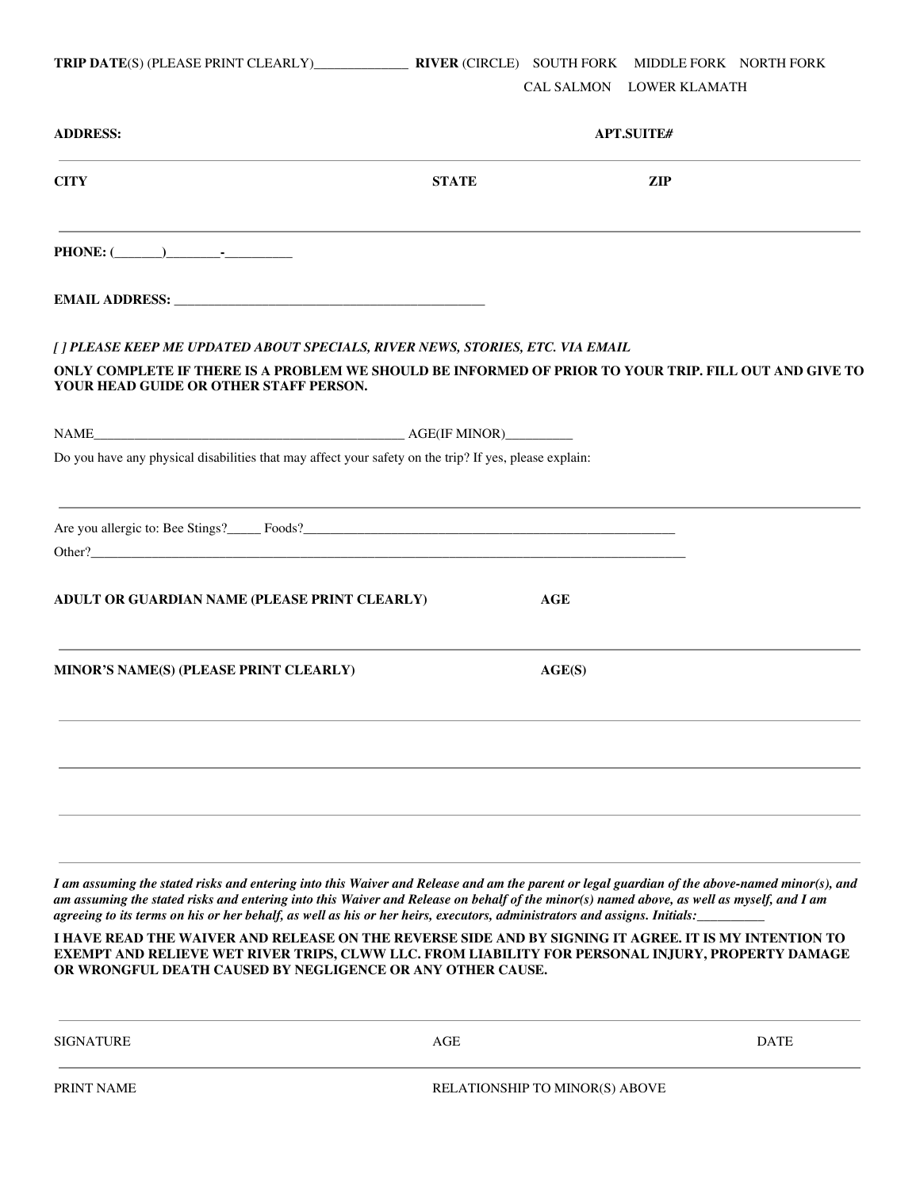**TRIP DATE**(S) (PLEASE PRINT CLEARLY)______________ **RIVER** (CIRCLE) SOUTH FORK MIDDLE FORK NORTH FORK CAL SALMON LOWER KLAMATH

**ADDRESS:** **APT.SUITE#**

---

**CITY** **STATE** **ZIP**

---

**PHONE: (_______)________-__________**

**EMAIL ADDRESS: _______________________________________________**

***[ ] PLEASE KEEP ME UPDATED ABOUT SPECIALS, RIVER NEWS, STORIES, ETC. VIA EMAIL***

**ONLY COMPLETE IF THERE IS A PROBLEM WE SHOULD BE INFORMED OF PRIOR TO YOUR TRIP. FILL OUT AND GIVE TO YOUR HEAD GUIDE OR OTHER STAFF PERSON.**

NAME_______________________________________________ AGE(IF MINOR)__________

Do you have any physical disabilities that may affect your safety on the trip? If yes, please explain:

---

Are you allergic to: Bee Stings?_____ Foods?__________________________________________________________

Other?_____________________________________________________________________________________________

**ADULT OR GUARDIAN NAME (PLEASE PRINT CLEARLY)** **AGE**

---

**MINOR'S NAME(S) (PLEASE PRINT CLEARLY)** **AGE(S)**

---

---

---

---

***I am assuming the stated risks and entering into this Waiver and Release and am the parent or legal guardian of the above-named minor(s), and am assuming the stated risks and entering into this Waiver and Release on behalf of the minor(s) named above, as well as myself, and I am agreeing to its terms on his or her behalf, as well as his or her heirs, executors, administrators and assigns. Initials:__________***

**I HAVE READ THE WAIVER AND RELEASE ON THE REVERSE SIDE AND BY SIGNING IT AGREE. IT IS MY INTENTION TO EXEMPT AND RELIEVE WET RIVER TRIPS, CLWW LLC. FROM LIABILITY FOR PERSONAL INJURY, PROPERTY DAMAGE OR WRONGFUL DEATH CAUSED BY NEGLIGENCE OR ANY OTHER CAUSE.**

---

SIGNATURE AGE DATE

---

PRINT NAME RELATIONSHIP TO MINOR(S) ABOVE